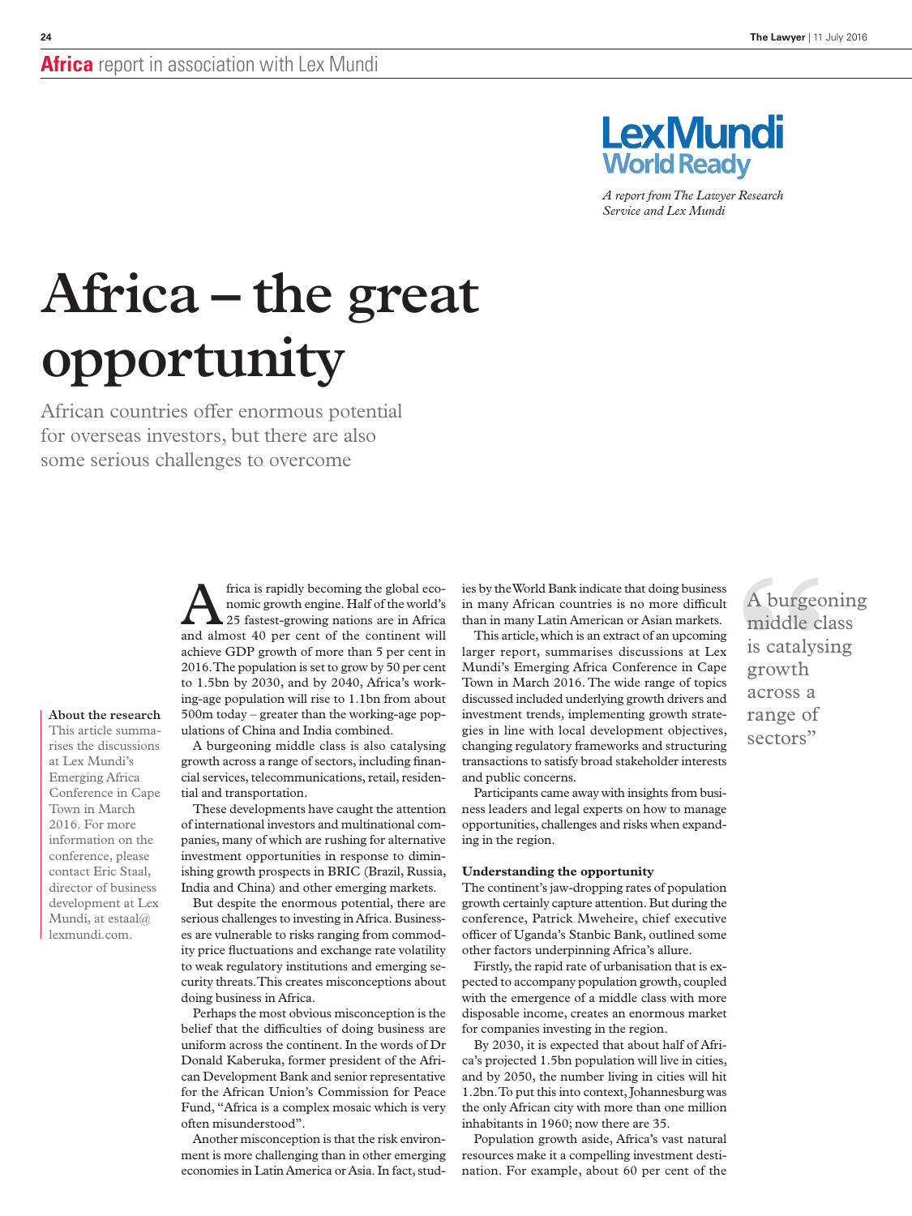Africa report in association with Lex Mundi

Lex Mundi World Ready

*A report from The Lawyer Research Service and Lex Mundi*

# Africa – the great opportunity

African countries offer enormous potential for overseas investors, but there are also some serious challenges to overcome

**About the research**
This article summarises the discussions at Lex Mundi's Emerging Africa Conference in Cape Town in March 2016. For more information on the conference, please contact Eric Staal, director of business development at Lex Mundi, at estaal@lexmundi.com.

Africa is rapidly becoming the global economic growth engine. Half of the world's 25 fastest-growing nations are in Africa and almost 40 per cent of the continent will achieve GDP growth of more than 5 per cent in 2016. The population is set to grow by 50 per cent to 1.5bn by 2030, and by 2040, Africa's working-age population will rise to 1.1bn from about 500m today – greater than the working-age populations of China and India combined.

A burgeoning middle class is also catalysing growth across a range of sectors, including financial services, telecommunications, retail, residential and transportation.

These developments have caught the attention of international investors and multinational companies, many of which are rushing for alternative investment opportunities in response to diminishing growth prospects in BRIC (Brazil, Russia, India and China) and other emerging markets.

But despite the enormous potential, there are serious challenges to investing in Africa. Businesses are vulnerable to risks ranging from commodity price fluctuations and exchange rate volatility to weak regulatory institutions and emerging security threats. This creates misconceptions about doing business in Africa.

Perhaps the most obvious misconception is the belief that the difficulties of doing business are uniform across the continent. In the words of Dr Donald Kaberuka, former president of the African Development Bank and senior representative for the African Union's Commission for Peace Fund, "Africa is a complex mosaic which is very often misunderstood".

Another misconception is that the risk environment is more challenging than in other emerging economies in Latin America or Asia. In fact, studies by the World Bank indicate that doing business in many African countries is no more difficult than in many Latin American or Asian markets.

This article, which is an extract of an upcoming larger report, summarises discussions at Lex Mundi's Emerging Africa Conference in Cape Town in March 2016. The wide range of topics discussed included underlying growth drivers and investment trends, implementing growth strategies in line with local development objectives, changing regulatory frameworks and structuring transactions to satisfy broad stakeholder interests and public concerns.

Participants came away with insights from business leaders and legal experts on how to manage opportunities, challenges and risks when expanding in the region.

> "A burgeoning middle class is catalysing growth across a range of sectors"

### Understanding the opportunity

The continent's jaw-dropping rates of population growth certainly capture attention. But during the conference, Patrick Mweheire, chief executive officer of Uganda's Stanbic Bank, outlined some other factors underpinning Africa's allure.

Firstly, the rapid rate of urbanisation that is expected to accompany population growth, coupled with the emergence of a middle class with more disposable income, creates an enormous market for companies investing in the region.

By 2030, it is expected that about half of Africa's projected 1.5bn population will live in cities, and by 2050, the number living in cities will hit 1.2bn. To put this into context, Johannesburg was the only African city with more than one million inhabitants in 1960; now there are 35.

Population growth aside, Africa's vast natural resources make it a compelling investment destination. For example, about 60 per cent of the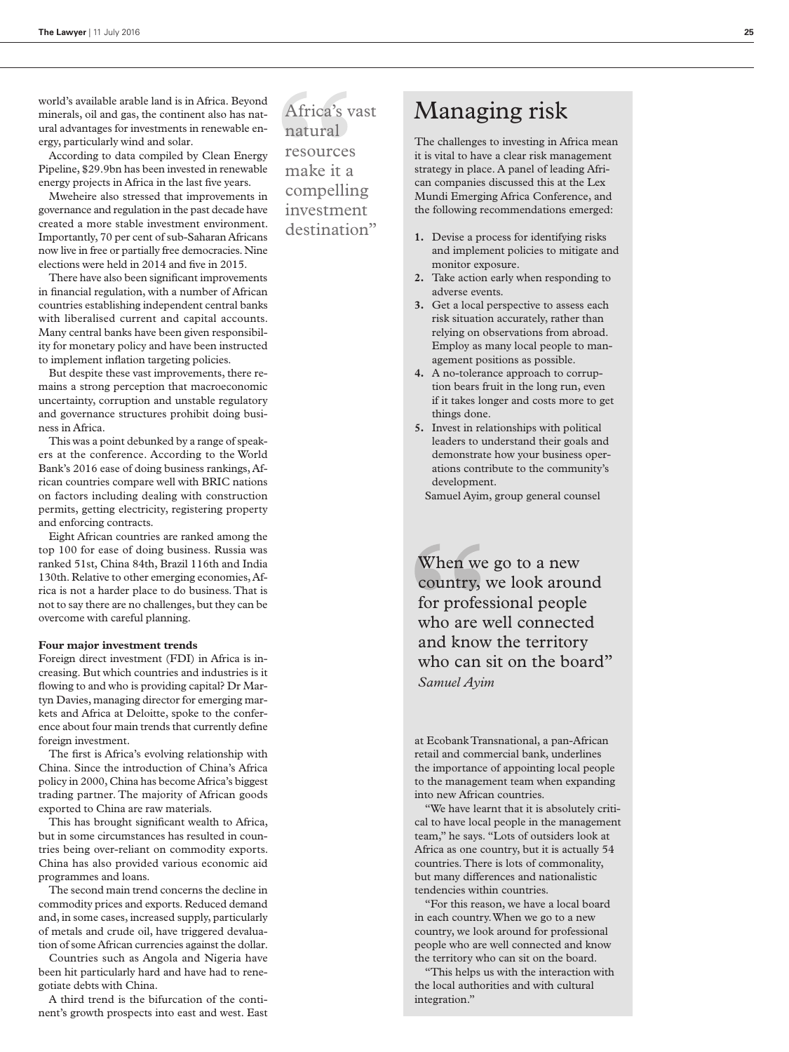world's available arable land is in Africa. Beyond minerals, oil and gas, the continent also has natural advantages for investments in renewable energy, particularly wind and solar.

According to data compiled by Clean Energy Pipeline, $29.9bn has been invested in renewable energy projects in Africa in the last five years.

Mweheire also stressed that improvements in governance and regulation in the past decade have created a more stable investment environment. Importantly, 70 per cent of sub-Saharan Africans now live in free or partially free democracies. Nine elections were held in 2014 and five in 2015.

There have also been significant improvements in financial regulation, with a number of African countries establishing independent central banks with liberalised current and capital accounts. Many central banks have been given responsibility for monetary policy and have been instructed to implement inflation targeting policies.

But despite these vast improvements, there remains a strong perception that macroeconomic uncertainty, corruption and unstable regulatory and governance structures prohibit doing business in Africa.

This was a point debunked by a range of speakers at the conference. According to the World Bank's 2016 ease of doing business rankings, African countries compare well with BRIC nations on factors including dealing with construction permits, getting electricity, registering property and enforcing contracts.

Eight African countries are ranked among the top 100 for ease of doing business. Russia was ranked 51st, China 84th, Brazil 116th and India 130th. Relative to other emerging economies, Africa is not a harder place to do business. That is not to say there are no challenges, but they can be overcome with careful planning.

> "Africa's vast natural resources make it a compelling investment destination"

**Four major investment trends**

Foreign direct investment (FDI) in Africa is increasing. But which countries and industries is it flowing to and who is providing capital? Dr Martyn Davies, managing director for emerging markets and Africa at Deloitte, spoke to the conference about four main trends that currently define foreign investment.

The first is Africa's evolving relationship with China. Since the introduction of China's Africa policy in 2000, China has become Africa's biggest trading partner. The majority of African goods exported to China are raw materials.

This has brought significant wealth to Africa, but in some circumstances has resulted in countries being over-reliant on commodity exports. China has also provided various economic aid programmes and loans.

The second main trend concerns the decline in commodity prices and exports. Reduced demand and, in some cases, increased supply, particularly of metals and crude oil, have triggered devaluation of some African currencies against the dollar.

Countries such as Angola and Nigeria have been hit particularly hard and have had to renegotiate debts with China.

A third trend is the bifurcation of the continent's growth prospects into east and west. East

## Managing risk

The challenges to investing in Africa mean it is vital to have a clear risk management strategy in place. A panel of leading African companies discussed this at the Lex Mundi Emerging Africa Conference, and the following recommendations emerged:

1. Devise a process for identifying risks and implement policies to mitigate and monitor exposure.
2. Take action early when responding to adverse events.
3. Get a local perspective to assess each risk situation accurately, rather than relying on observations from abroad. Employ as many local people to management positions as possible.
4. A no-tolerance approach to corruption bears fruit in the long run, even if it takes longer and costs more to get things done.
5. Invest in relationships with political leaders to understand their goals and demonstrate how your business operations contribute to the community's development.

Samuel Ayim, group general counsel at Ecobank Transnational, a pan-African retail and commercial bank, underlines the importance of appointing local people to the management team when expanding into new African countries.

> "When we go to a new country, we look around for professional people who are well connected and know the territory who can sit on the board"
> *Samuel Ayim*

"We have learnt that it is absolutely critical to have local people in the management team," he says. "Lots of outsiders look at Africa as one country, but it is actually 54 countries. There is lots of commonality, but many differences and nationalistic tendencies within countries.

"For this reason, we have a local board in each country. When we go to a new country, we look around for professional people who are well connected and know the territory who can sit on the board.

"This helps us with the interaction with the local authorities and with cultural integration."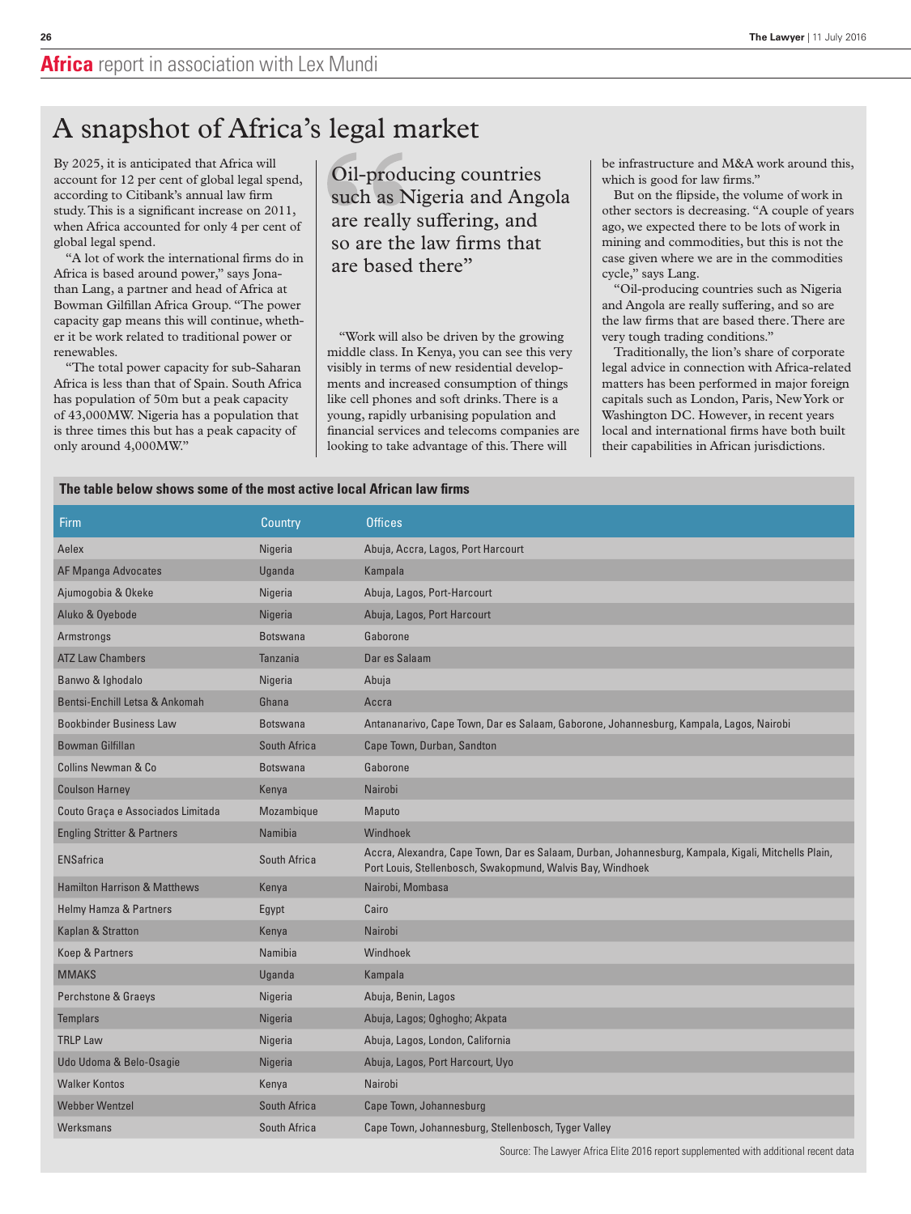# Africa report in association with Lex Mundi

## A snapshot of Africa's legal market

By 2025, it is anticipated that Africa will account for 12 per cent of global legal spend, according to Citibank's annual law firm study. This is a significant increase on 2011, when Africa accounted for only 4 per cent of global legal spend.

"A lot of work the international firms do in Africa is based around power," says Jonathan Lang, a partner and head of Africa at Bowman Gilfillan Africa Group. "The power capacity gap means this will continue, whether it be work related to traditional power or renewables.

"The total power capacity for sub-Saharan Africa is less than that of Spain. South Africa has population of 50m but a peak capacity of 43,000MW. Nigeria has a population that is three times this but has a peak capacity of only around 4,000MW."

> "Oil-producing countries such as Nigeria and Angola are really suffering, and so are the law firms that are based there"

"Work will also be driven by the growing middle class. In Kenya, you can see this very visibly in terms of new residential developments and increased consumption of things like cell phones and soft drinks. There is a young, rapidly urbanising population and financial services and telecoms companies are looking to take advantage of this. There will be infrastructure and M&A work around this, which is good for law firms."

But on the flipside, the volume of work in other sectors is decreasing. "A couple of years ago, we expected there to be lots of work in mining and commodities, but this is not the case given where we are in the commodities cycle," says Lang.

"Oil-producing countries such as Nigeria and Angola are really suffering, and so are the law firms that are based there. There are very tough trading conditions."

Traditionally, the lion's share of corporate legal advice in connection with Africa-related matters has been performed in major foreign capitals such as London, Paris, New York or Washington DC. However, in recent years local and international firms have both built their capabilities in African jurisdictions.

**The table below shows some of the most active local African law firms**

| Firm | Country | Offices |
|---|---|---|
| Aelex | Nigeria | Abuja, Accra, Lagos, Port Harcourt |
| AF Mpanga Advocates | Uganda | Kampala |
| Ajumogobia & Okeke | Nigeria | Abuja, Lagos, Port-Harcourt |
| Aluko & Oyebode | Nigeria | Abuja, Lagos, Port Harcourt |
| Armstrongs | Botswana | Gaborone |
| ATZ Law Chambers | Tanzania | Dar es Salaam |
| Banwo & Ighodalo | Nigeria | Abuja |
| Bentsi-Enchill Letsa & Ankomah | Ghana | Accra |
| Bookbinder Business Law | Botswana | Antananarivo, Cape Town, Dar es Salaam, Gaborone, Johannesburg, Kampala, Lagos, Nairobi |
| Bowman Gilfillan | South Africa | Cape Town, Durban, Sandton |
| Collins Newman & Co | Botswana | Gaborone |
| Coulson Harney | Kenya | Nairobi |
| Couto Graça e Associados Limitada | Mozambique | Maputo |
| Engling Stritter & Partners | Namibia | Windhoek |
| ENSafrica | South Africa | Accra, Alexandra, Cape Town, Dar es Salaam, Durban, Johannesburg, Kampala, Kigali, Mitchells Plain, Port Louis, Stellenbosch, Swakopmund, Walvis Bay, Windhoek |
| Hamilton Harrison & Matthews | Kenya | Nairobi, Mombasa |
| Helmy Hamza & Partners | Egypt | Cairo |
| Kaplan & Stratton | Kenya | Nairobi |
| Koep & Partners | Namibia | Windhoek |
| MMAKS | Uganda | Kampala |
| Perchstone & Graeys | Nigeria | Abuja, Benin, Lagos |
| Templars | Nigeria | Abuja, Lagos; Oghogho; Akpata |
| TRLP Law | Nigeria | Abuja, Lagos, London, California |
| Udo Udoma & Belo-Osagie | Nigeria | Abuja, Lagos, Port Harcourt, Uyo |
| Walker Kontos | Kenya | Nairobi |
| Webber Wentzel | South Africa | Cape Town, Johannesburg |
| Werksmans | South Africa | Cape Town, Johannesburg, Stellenbosch, Tyger Valley |

Source: The Lawyer Africa Elite 2016 report supplemented with additional recent data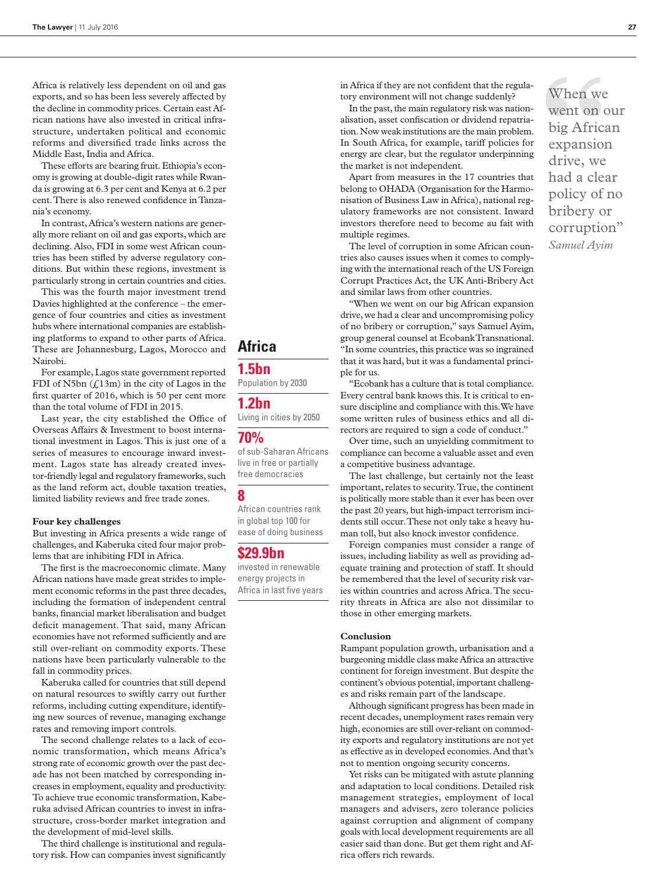Africa is relatively less dependent on oil and gas exports, and so has been less severely affected by the decline in commodity prices. Certain east African nations have also invested in critical infrastructure, undertaken political and economic reforms and diversified trade links across the Middle East, India and Africa.

These efforts are bearing fruit. Ethiopia's economy is growing at double-digit rates while Rwanda is growing at 6.3 per cent and Kenya at 6.2 per cent. There is also renewed confidence in Tanzania's economy.

In contrast, Africa's western nations are generally more reliant on oil and gas exports, which are declining. Also, FDI in some west African countries has been stifled by adverse regulatory conditions. But within these regions, investment is particularly strong in certain countries and cities.

This was the fourth major investment trend Davies highlighted at the conference – the emergence of four countries and cities as investment hubs where international companies are establishing platforms to expand to other parts of Africa. These are Johannesburg, Lagos, Morocco and Nairobi.

For example, Lagos state government reported FDI of N5bn (£13m) in the city of Lagos in the first quarter of 2016, which is 50 per cent more than the total volume of FDI in 2015.

Last year, the city established the Office of Overseas Affairs & Investment to boost international investment in Lagos. This is just one of a series of measures to encourage inward investment. Lagos state has already created investor-friendly legal and regulatory frameworks, such as the land reform act, double taxation treaties, limited liability reviews and free trade zones.

**Four key challenges**

But investing in Africa presents a wide range of challenges, and Kaberuka cited four major problems that are inhibiting FDI in Africa.

The first is the macroeconomic climate. Many African nations have made great strides to implement economic reforms in the past three decades, including the formation of independent central banks, financial market liberalisation and budget deficit management. That said, many African economies have not reformed sufficiently and are still over-reliant on commodity exports. These nations have been particularly vulnerable to the fall in commodity prices.

Kaberuka called for countries that still depend on natural resources to swiftly carry out further reforms, including cutting expenditure, identifying new sources of revenue, managing exchange rates and removing import controls.

The second challenge relates to a lack of economic transformation, which means Africa's strong rate of economic growth over the past decade has not been matched by corresponding increases in employment, equality and productivity. To achieve true economic transformation, Kaberuka advised African countries to invest in infrastructure, cross-border market integration and the development of mid-level skills.

The third challenge is institutional and regulatory risk. How can companies invest significantly in Africa if they are not confident that the regulatory environment will not change suddenly?

In the past, the main regulatory risk was nationalisation, asset confiscation or dividend repatriation. Now weak institutions are the main problem. In South Africa, for example, tariff policies for energy are clear, but the regulator underpinning the market is not independent.

Apart from measures in the 17 countries that belong to OHADA (Organisation for the Harmonisation of Business Law in Africa), national regulatory frameworks are not consistent. Inward investors therefore need to become au fait with multiple regimes.

The level of corruption in some African countries also causes issues when it comes to complying with the international reach of the US Foreign Corrupt Practices Act, the UK Anti-Bribery Act and similar laws from other countries.

"When we went on our big African expansion drive, we had a clear and uncompromising policy of no bribery or corruption," says Samuel Ayim, group general counsel at Ecobank Transnational. "In some countries, this practice was so ingrained that it was hard, but it was a fundamental principle for us.

"Ecobank has a culture that is total compliance. Every central bank knows this. It is critical to ensure discipline and compliance with this. We have some written rules of business ethics and all directors are required to sign a code of conduct."

Over time, such an unyielding commitment to compliance can become a valuable asset and even a competitive business advantage.

The last challenge, but certainly not the least important, relates to security. True, the continent is politically more stable than it ever has been over the past 20 years, but high-impact terrorism incidents still occur. These not only take a heavy human toll, but also knock investor confidence.

Foreign companies must consider a range of issues, including liability as well as providing adequate training and protection of staff. It should be remembered that the level of security risk varies within countries and across Africa. The security threats in Africa are also not dissimilar to those in other emerging markets.

**Conclusion**

Rampant population growth, urbanisation and a burgeoning middle class make Africa an attractive continent for foreign investment. But despite the continent's obvious potential, important challenges and risks remain part of the landscape.

Although significant progress has been made in recent decades, unemployment rates remain very high, economies are still over-reliant on commodity exports and regulatory institutions are not yet as effective as in developed economies. And that's not to mention ongoing security concerns.

Yet risks can be mitigated with astute planning and adaptation to local conditions. Detailed risk management strategies, employment of local managers and advisers, zero tolerance policies against corruption and alignment of company goals with local development requirements are all easier said than done. But get them right and Africa offers rich rewards.

## Africa

**1.5bn**
Population by 2030

**1.2bn**
Living in cities by 2050

**70%**
of sub-Saharan Africans live in free or partially free democracies

**8**
African countries rank in global top 100 for ease of doing business

**$29.9bn**
invested in renewable energy projects in Africa in last five years

> "When we went on our big African expansion drive, we had a clear policy of no bribery or corruption"
> *Samuel Ayim*